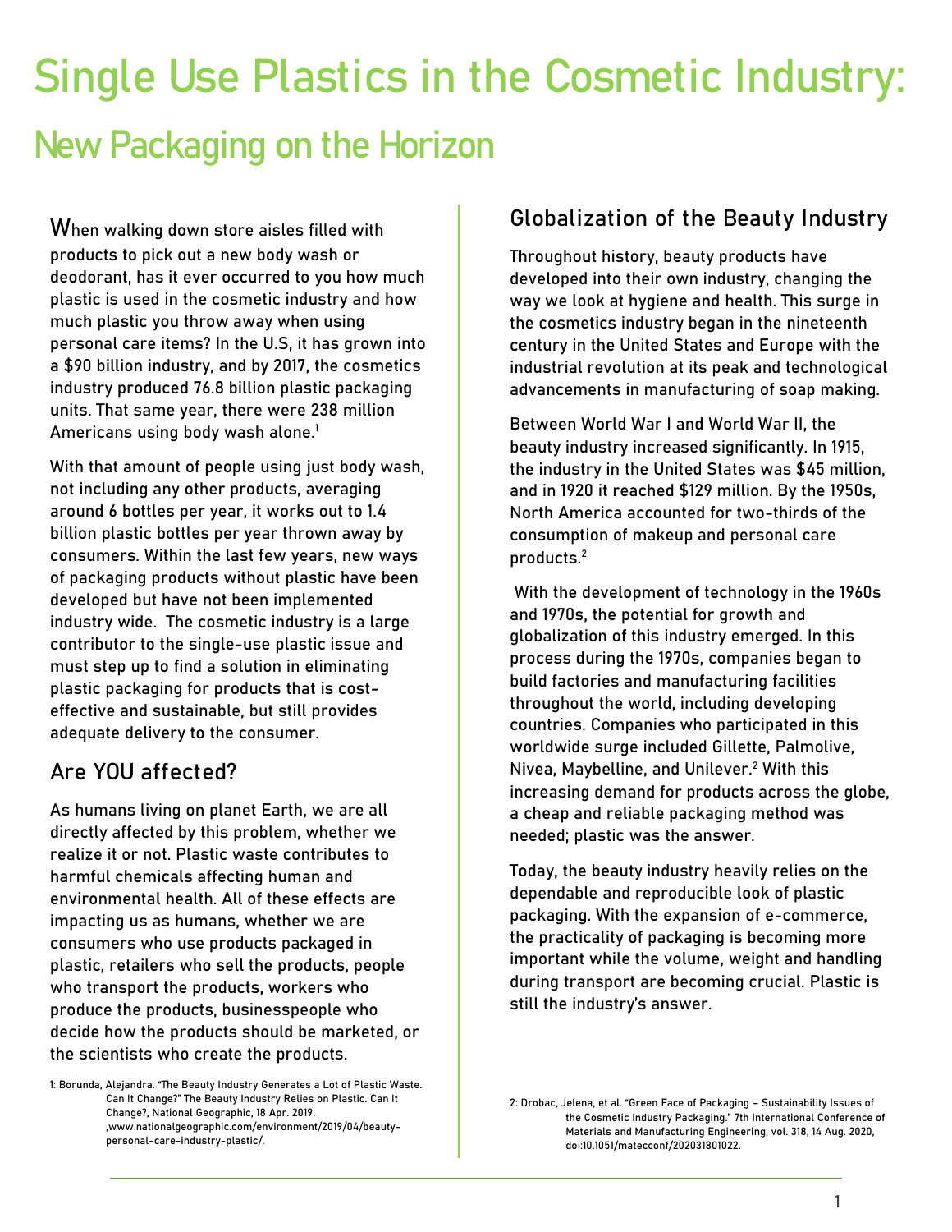# Single Use Plastics in the Cosmetic Industry:

## New Packaging on the Horizon

When walking down store aisles filled with products to pick out a new body wash or deodorant, has it ever occurred to you how much plastic is used in the cosmetic industry and how much plastic you throw away when using personal care items? In the U.S, it has grown into a $90 billion industry, and by 2017, the cosmetics industry produced 76.8 billion plastic packaging units. That same year, there were 238 million Americans using body wash alone.[1]

With that amount of people using just body wash, not including any other products, averaging around 6 bottles per year, it works out to 1.4 billion plastic bottles per year thrown away by consumers. Within the last few years, new ways of packaging products without plastic have been developed but have not been implemented industry wide. The cosmetic industry is a large contributor to the single-use plastic issue and must step up to find a solution in eliminating plastic packaging for products that is cost-effective and sustainable, but still provides adequate delivery to the consumer.

### Are YOU affected?

As humans living on planet Earth, we are all directly affected by this problem, whether we realize it or not. Plastic waste contributes to harmful chemicals affecting human and environmental health. All of these effects are impacting us as humans, whether we are consumers who use products packaged in plastic, retailers who sell the products, people who transport the products, workers who produce the products, businesspeople who decide how the products should be marketed, or the scientists who create the products.

1: Borunda, Alejandra. "The Beauty Industry Generates a Lot of Plastic Waste. Can It Change?" The Beauty Industry Relies on Plastic. Can It Change?, National Geographic, 18 Apr. 2019. ,www.nationalgeographic.com/environment/2019/04/beauty-personal-care-industry-plastic/.

### Globalization of the Beauty Industry

Throughout history, beauty products have developed into their own industry, changing the way we look at hygiene and health. This surge in the cosmetics industry began in the nineteenth century in the United States and Europe with the industrial revolution at its peak and technological advancements in manufacturing of soap making.

Between World War I and World War II, the beauty industry increased significantly. In 1915, the industry in the United States was $45 million, and in 1920 it reached $129 million. By the 1950s, North America accounted for two-thirds of the consumption of makeup and personal care products.[2]

With the development of technology in the 1960s and 1970s, the potential for growth and globalization of this industry emerged. In this process during the 1970s, companies began to build factories and manufacturing facilities throughout the world, including developing countries. Companies who participated in this worldwide surge included Gillette, Palmolive, Nivea, Maybelline, and Unilever.[2] With this increasing demand for products across the globe, a cheap and reliable packaging method was needed; plastic was the answer.

Today, the beauty industry heavily relies on the dependable and reproducible look of plastic packaging. With the expansion of e-commerce, the practicality of packaging is becoming more important while the volume, weight and handling during transport are becoming crucial. Plastic is still the industry's answer.

2: Drobac, Jelena, et al. "Green Face of Packaging – Sustainability Issues of the Cosmetic Industry Packaging." 7th International Conference of Materials and Manufacturing Engineering, vol. 318, 14 Aug. 2020, doi:10.1051/matecconf/202031801022.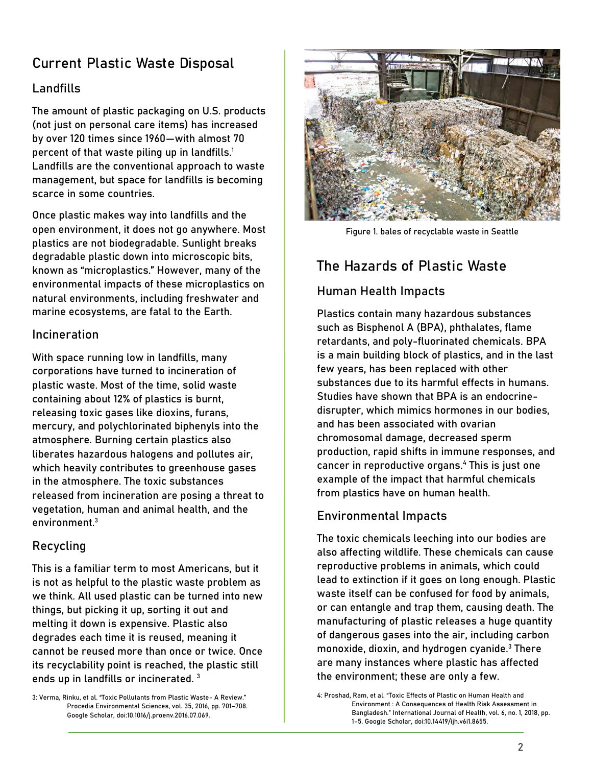## Current Plastic Waste Disposal

### Landfills

The amount of plastic packaging on U.S. products (not just on personal care items) has increased by over 120 times since 1960—with almost 70 percent of that waste piling up in landfills.[1] Landfills are the conventional approach to waste management, but space for landfills is becoming scarce in some countries.

Once plastic makes way into landfills and the open environment, it does not go anywhere. Most plastics are not biodegradable. Sunlight breaks degradable plastic down into microscopic bits, known as "microplastics." However, many of the environmental impacts of these microplastics on natural environments, including freshwater and marine ecosystems, are fatal to the Earth.

### Incineration

With space running low in landfills, many corporations have turned to incineration of plastic waste. Most of the time, solid waste containing about 12% of plastics is burnt, releasing toxic gases like dioxins, furans, mercury, and polychlorinated biphenyls into the atmosphere. Burning certain plastics also liberates hazardous halogens and pollutes air, which heavily contributes to greenhouse gases in the atmosphere. The toxic substances released from incineration are posing a threat to vegetation, human and animal health, and the environment.[3]

### Recycling

This is a familiar term to most Americans, but it is not as helpful to the plastic waste problem as we think. All used plastic can be turned into new things, but picking it up, sorting it out and melting it down is expensive. Plastic also degrades each time it is reused, meaning it cannot be reused more than once or twice. Once its recyclability point is reached, the plastic still ends up in landfills or incinerated. [3]

Figure 1. bales of recyclable waste in Seattle

## The Hazards of Plastic Waste

### Human Health Impacts

Plastics contain many hazardous substances such as Bisphenol A (BPA), phthalates, flame retardants, and poly-fluorinated chemicals. BPA is a main building block of plastics, and in the last few years, has been replaced with other substances due to its harmful effects in humans. Studies have shown that BPA is an endocrine-disrupter, which mimics hormones in our bodies, and has been associated with ovarian chromosomal damage, decreased sperm production, rapid shifts in immune responses, and cancer in reproductive organs.[4] This is just one example of the impact that harmful chemicals from plastics have on human health.

### Environmental Impacts

The toxic chemicals leeching into our bodies are also affecting wildlife. These chemicals can cause reproductive problems in animals, which could lead to extinction if it goes on long enough. Plastic waste itself can be confused for food by animals, or can entangle and trap them, causing death. The manufacturing of plastic releases a huge quantity of dangerous gases into the air, including carbon monoxide, dioxin, and hydrogen cyanide.[3] There are many instances where plastic has affected the environment; these are only a few.

3: Verma, Rinku, et al. "Toxic Pollutants from Plastic Waste- A Review." Procedia Environmental Sciences, vol. 35, 2016, pp. 701–708. Google Scholar, doi:10.1016/j.proenv.2016.07.069.

4: Proshad, Ram, et al. "Toxic Effects of Plastic on Human Health and Environment : A Consequences of Health Risk Assessment in Bangladesh." International Journal of Health, vol. 6, no. 1, 2018, pp. 1–5. Google Scholar, doi:10.14419/ijh.v6i1.8655.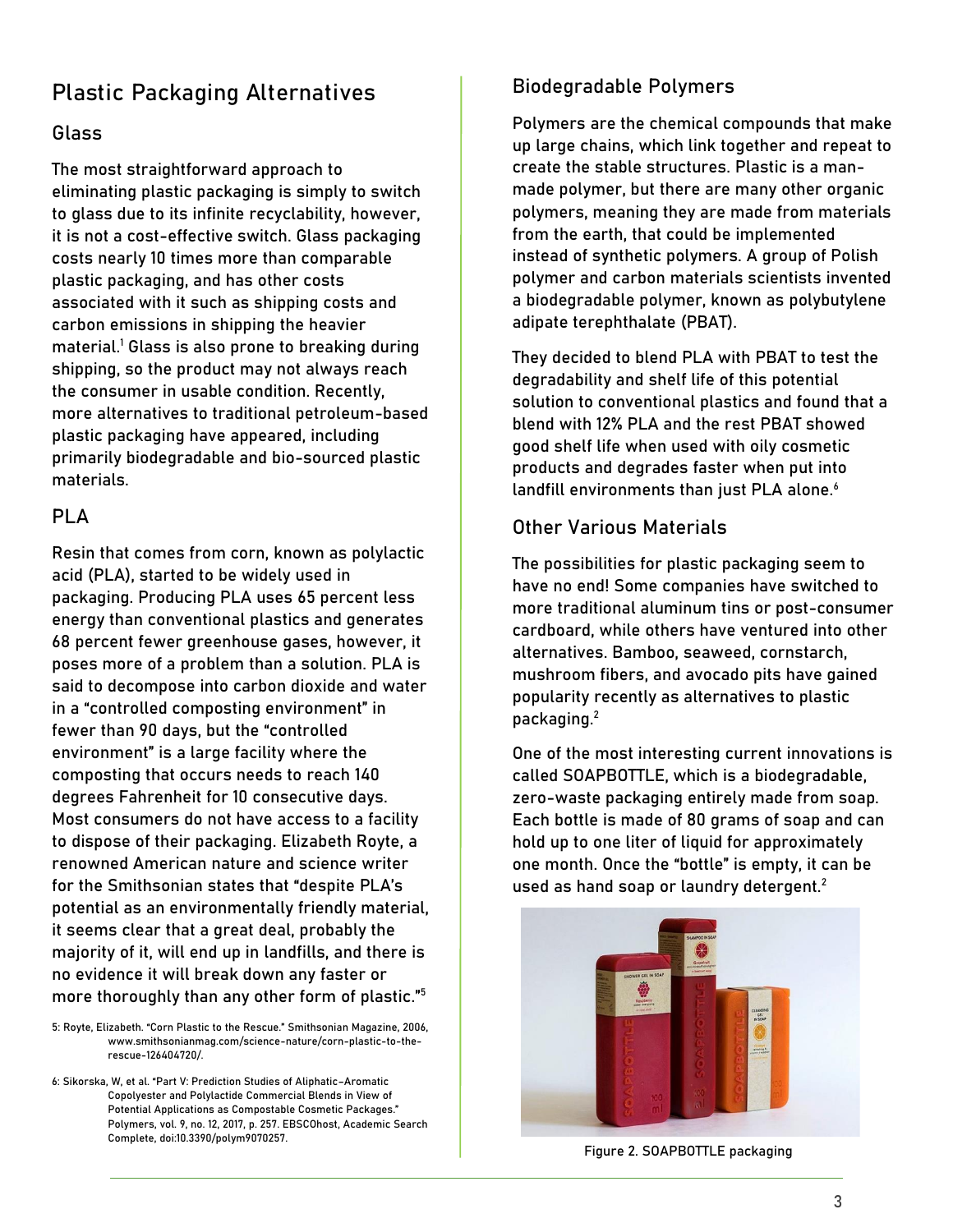# Plastic Packaging Alternatives

## Glass

The most straightforward approach to eliminating plastic packaging is simply to switch to glass due to its infinite recyclability, however, it is not a cost-effective switch. Glass packaging costs nearly 10 times more than comparable plastic packaging, and has other costs associated with it such as shipping costs and carbon emissions in shipping the heavier material.[1] Glass is also prone to breaking during shipping, so the product may not always reach the consumer in usable condition. Recently, more alternatives to traditional petroleum-based plastic packaging have appeared, including primarily biodegradable and bio-sourced plastic materials.

## PLA

Resin that comes from corn, known as polylactic acid (PLA), started to be widely used in packaging. Producing PLA uses 65 percent less energy than conventional plastics and generates 68 percent fewer greenhouse gases, however, it poses more of a problem than a solution. PLA is said to decompose into carbon dioxide and water in a "controlled composting environment" in fewer than 90 days, but the "controlled environment" is a large facility where the composting that occurs needs to reach 140 degrees Fahrenheit for 10 consecutive days. Most consumers do not have access to a facility to dispose of their packaging. Elizabeth Royte, a renowned American nature and science writer for the Smithsonian states that "despite PLA's potential as an environmentally friendly material, it seems clear that a great deal, probably the majority of it, will end up in landfills, and there is no evidence it will break down any faster or more thoroughly than any other form of plastic."[5]

5: Royte, Elizabeth. "Corn Plastic to the Rescue." Smithsonian Magazine, 2006, www.smithsonianmag.com/science-nature/corn-plastic-to-the-rescue-126404720/.

6: Sikorska, W, et al. "Part V: Prediction Studies of Aliphatic-Aromatic Copolyester and Polylactide Commercial Blends in View of Potential Applications as Compostable Cosmetic Packages." Polymers, vol. 9, no. 12, 2017, p. 257. EBSCOhost, Academic Search Complete, doi:10.3390/polym9070257.

## Biodegradable Polymers

Polymers are the chemical compounds that make up large chains, which link together and repeat to create the stable structures. Plastic is a man-made polymer, but there are many other organic polymers, meaning they are made from materials from the earth, that could be implemented instead of synthetic polymers. A group of Polish polymer and carbon materials scientists invented a biodegradable polymer, known as polybutylene adipate terephthalate (PBAT).

They decided to blend PLA with PBAT to test the degradability and shelf life of this potential solution to conventional plastics and found that a blend with 12% PLA and the rest PBAT showed good shelf life when used with oily cosmetic products and degrades faster when put into landfill environments than just PLA alone.[6]

## Other Various Materials

The possibilities for plastic packaging seem to have no end! Some companies have switched to more traditional aluminum tins or post-consumer cardboard, while others have ventured into other alternatives. Bamboo, seaweed, cornstarch, mushroom fibers, and avocado pits have gained popularity recently as alternatives to plastic packaging.[2]

One of the most interesting current innovations is called SOAPBOTTLE, which is a biodegradable, zero-waste packaging entirely made from soap. Each bottle is made of 80 grams of soap and can hold up to one liter of liquid for approximately one month. Once the "bottle" is empty, it can be used as hand soap or laundry detergent.[2]

Figure 2. SOAPBOTTLE packaging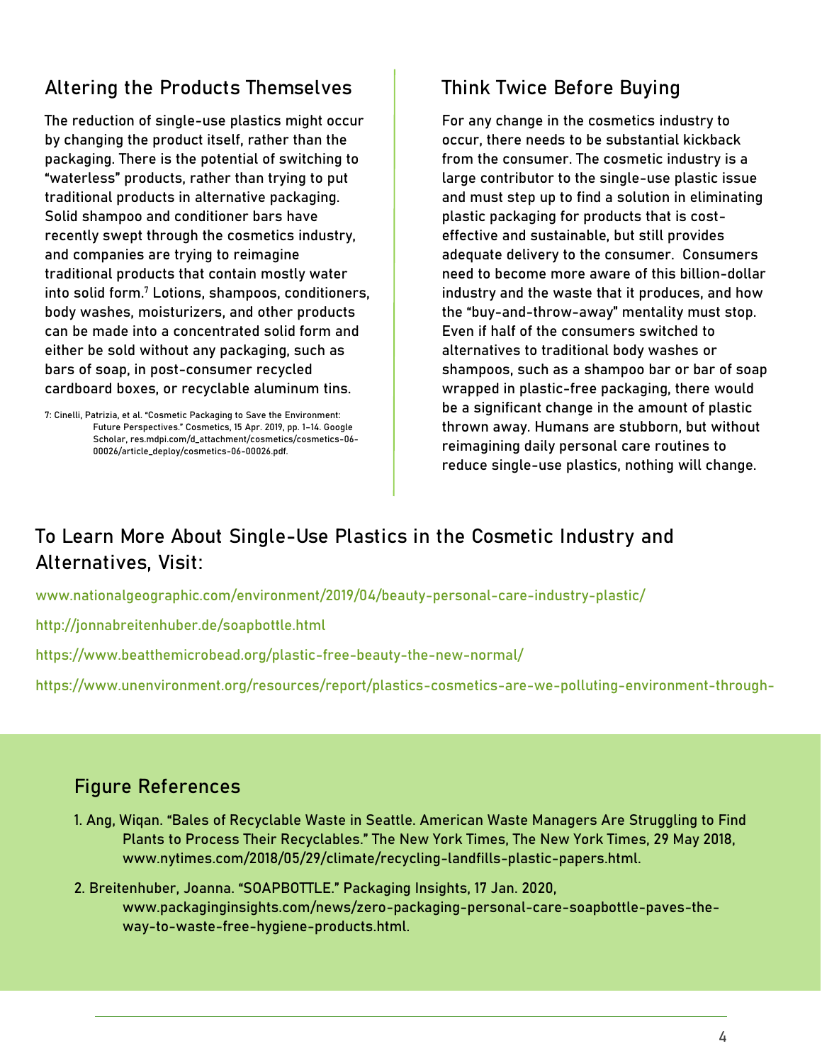## Altering the Products Themselves

The reduction of single-use plastics might occur by changing the product itself, rather than the packaging. There is the potential of switching to "waterless" products, rather than trying to put traditional products in alternative packaging. Solid shampoo and conditioner bars have recently swept through the cosmetics industry, and companies are trying to reimagine traditional products that contain mostly water into solid form.[7] Lotions, shampoos, conditioners, body washes, moisturizers, and other products can be made into a concentrated solid form and either be sold without any packaging, such as bars of soap, in post-consumer recycled cardboard boxes, or recyclable aluminum tins.

7: Cinelli, Patrizia, et al. "Cosmetic Packaging to Save the Environment: Future Perspectives." Cosmetics, 15 Apr. 2019, pp. 1–14. Google Scholar, res.mdpi.com/d_attachment/cosmetics/cosmetics-06-00026/article_deploy/cosmetics-06-00026.pdf.

## Think Twice Before Buying

For any change in the cosmetics industry to occur, there needs to be substantial kickback from the consumer. The cosmetic industry is a large contributor to the single-use plastic issue and must step up to find a solution in eliminating plastic packaging for products that is cost-effective and sustainable, but still provides adequate delivery to the consumer. Consumers need to become more aware of this billion-dollar industry and the waste that it produces, and how the "buy-and-throw-away" mentality must stop. Even if half of the consumers switched to alternatives to traditional body washes or shampoos, such as a shampoo bar or bar of soap wrapped in plastic-free packaging, there would be a significant change in the amount of plastic thrown away. Humans are stubborn, but without reimagining daily personal care routines to reduce single-use plastics, nothing will change.

## To Learn More About Single-Use Plastics in the Cosmetic Industry and Alternatives, Visit:

www.nationalgeographic.com/environment/2019/04/beauty-personal-care-industry-plastic/

http://jonnabreitenhuber.de/soapbottle.html

https://www.beatthemicrobead.org/plastic-free-beauty-the-new-normal/

https://www.unenvironment.org/resources/report/plastics-cosmetics-are-we-polluting-environment-through-

## Figure References

1. Ang, Wiqan. "Bales of Recyclable Waste in Seattle. American Waste Managers Are Struggling to Find Plants to Process Their Recyclables." The New York Times, The New York Times, 29 May 2018, www.nytimes.com/2018/05/29/climate/recycling-landfills-plastic-papers.html.
2. Breitenhuber, Joanna. "SOAPBOTTLE." Packaging Insights, 17 Jan. 2020, www.packaginginsights.com/news/zero-packaging-personal-care-soapbottle-paves-the-way-to-waste-free-hygiene-products.html.